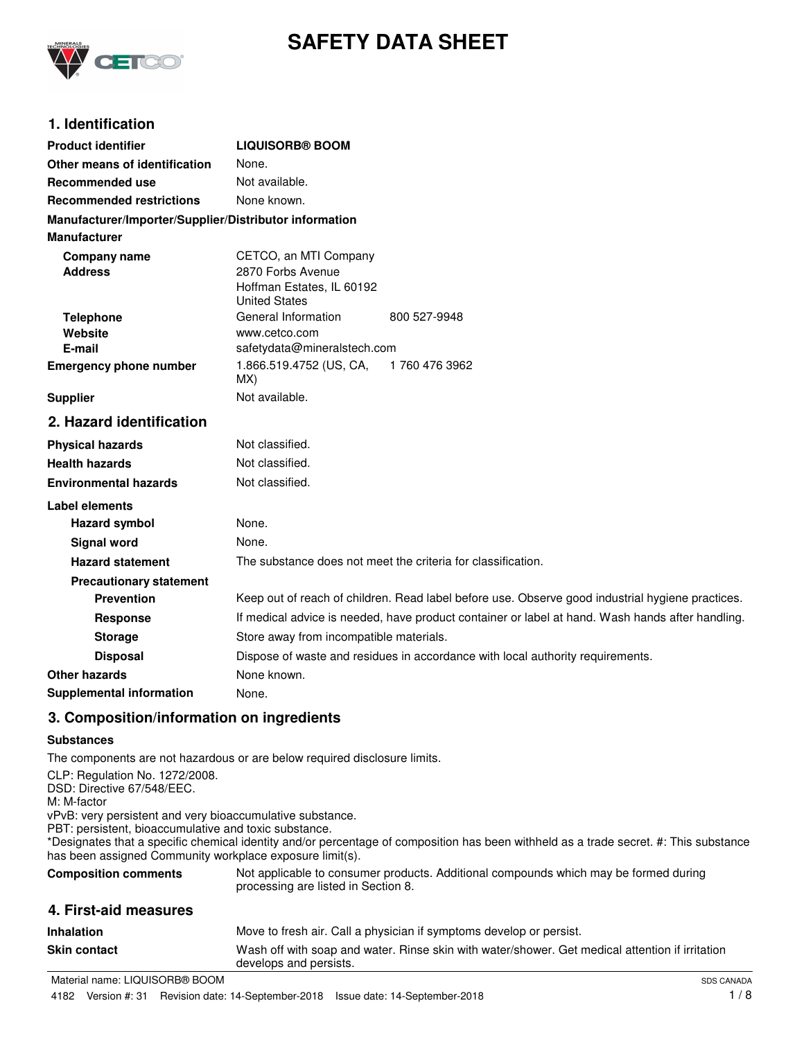# SAFETY DATA SHEET

## 1. Identification

| | |
|---|---|
| **Product identifier** | **LIQUISORB® BOOM** |
| **Other means of identification** | None. |
| **Recommended use** | Not available. |
| **Recommended restrictions** | None known. |

**Manufacturer/Importer/Supplier/Distributor information**

**Manufacturer**

| | | |
|---|---|---|
| **Company name** | CETCO, an MTI Company | |
| **Address** | 2870 Forbs Avenue<br>Hoffman Estates, IL 60192<br>United States | |
| **Telephone** | General Information | 800 527-9948 |
| **Website** | www.cetco.com | |
| **E-mail** | safetydata@mineralstech.com | |
| **Emergency phone number** | 1.866.519.4752 (US, CA, MX) | 1 760 476 3962 |
| **Supplier** | Not available. | |

## 2. Hazard identification

| | |
|---|---|
| **Physical hazards** | Not classified. |
| **Health hazards** | Not classified. |
| **Environmental hazards** | Not classified. |

**Label elements**

| | |
|---|---|
| **Hazard symbol** | None. |
| **Signal word** | None. |
| **Hazard statement** | The substance does not meet the criteria for classification. |

**Precautionary statement**

| | |
|---|---|
| **Prevention** | Keep out of reach of children. Read label before use. Observe good industrial hygiene practices. |
| **Response** | If medical advice is needed, have product container or label at hand. Wash hands after handling. |
| **Storage** | Store away from incompatible materials. |
| **Disposal** | Dispose of waste and residues in accordance with local authority requirements. |
| **Other hazards** | None known. |
| **Supplemental information** | None. |

## 3. Composition/information on ingredients

**Substances**

The components are not hazardous or are below required disclosure limits.

CLP: Regulation No. 1272/2008.
DSD: Directive 67/548/EEC.
M: M-factor
vPvB: very persistent and very bioaccumulative substance.
PBT: persistent, bioaccumulative and toxic substance.
*Designates that a specific chemical identity and/or percentage of composition has been withheld as a trade secret. #: This substance has been assigned Community workplace exposure limit(s).

| | |
|---|---|
| **Composition comments** | Not applicable to consumer products. Additional compounds which may be formed during processing are listed in Section 8. |

## 4. First-aid measures

| | |
|---|---|
| **Inhalation** | Move to fresh air. Call a physician if symptoms develop or persist. |
| **Skin contact** | Wash off with soap and water. Rinse skin with water/shower. Get medical attention if irritation develops and persists. |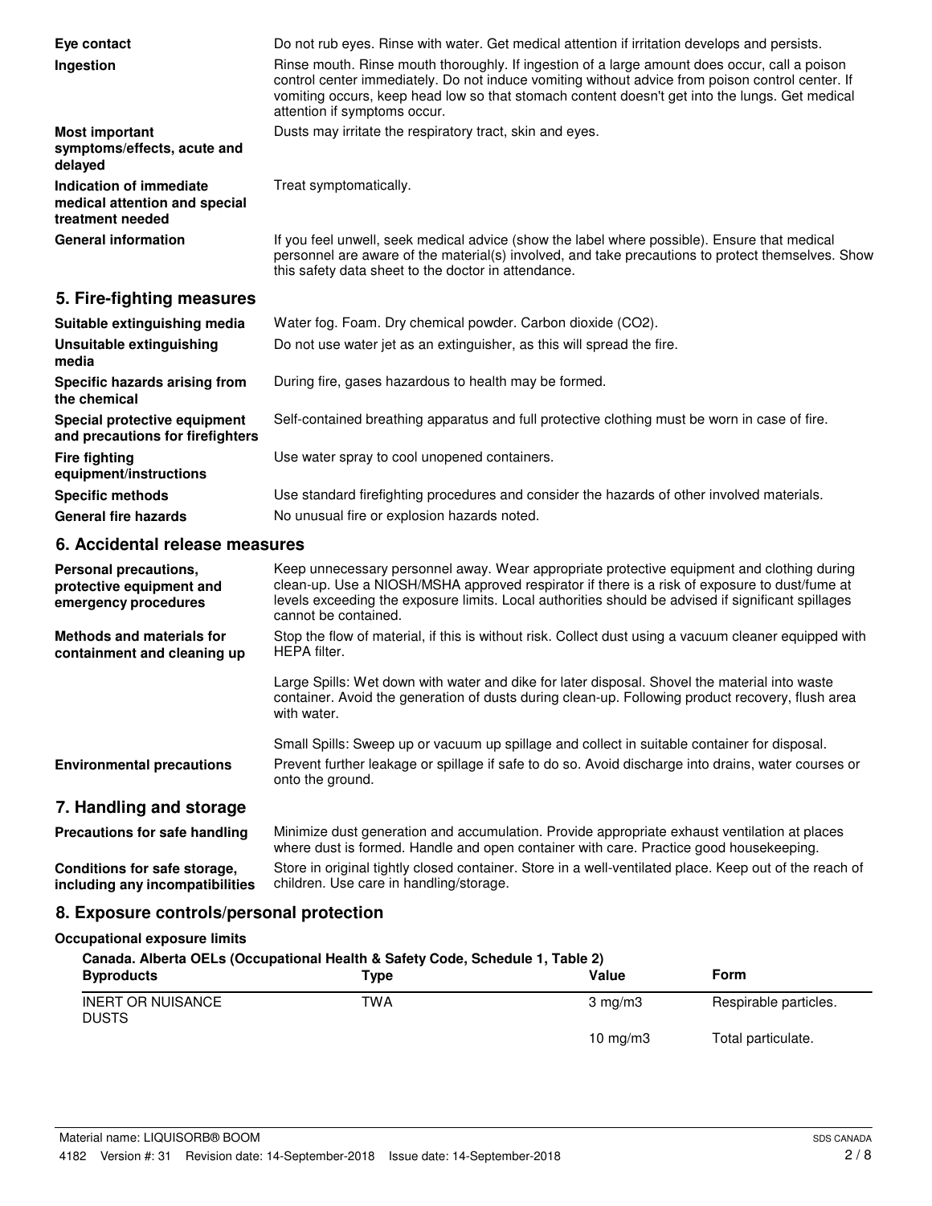**Eye contact** Do not rub eyes. Rinse with water. Get medical attention if irritation develops and persists.

**Ingestion** Rinse mouth. Rinse mouth thoroughly. If ingestion of a large amount does occur, call a poison control center immediately. Do not induce vomiting without advice from poison control center. If vomiting occurs, keep head low so that stomach content doesn't get into the lungs. Get medical attention if symptoms occur.

**Most important symptoms/effects, acute and delayed** Dusts may irritate the respiratory tract, skin and eyes.

**Indication of immediate medical attention and special treatment needed** Treat symptomatically.

**General information** If you feel unwell, seek medical advice (show the label where possible). Ensure that medical personnel are aware of the material(s) involved, and take precautions to protect themselves. Show this safety data sheet to the doctor in attendance.

## 5. Fire-fighting measures

**Suitable extinguishing media** Water fog. Foam. Dry chemical powder. Carbon dioxide ($CO_2$).

**Unsuitable extinguishing media** Do not use water jet as an extinguisher, as this will spread the fire.

**Specific hazards arising from the chemical** During fire, gases hazardous to health may be formed.

**Special protective equipment and precautions for firefighters** Self-contained breathing apparatus and full protective clothing must be worn in case of fire.

**Fire fighting equipment/instructions** Use water spray to cool unopened containers.

**Specific methods** Use standard firefighting procedures and consider the hazards of other involved materials.

**General fire hazards** No unusual fire or explosion hazards noted.

## 6. Accidental release measures

**Personal precautions, protective equipment and emergency procedures** Keep unnecessary personnel away. Wear appropriate protective equipment and clothing during clean-up. Use a NIOSH/MSHA approved respirator if there is a risk of exposure to dust/fume at levels exceeding the exposure limits. Local authorities should be advised if significant spillages cannot be contained.

**Methods and materials for containment and cleaning up** Stop the flow of material, if this is without risk. Collect dust using a vacuum cleaner equipped with HEPA filter.

Large Spills: Wet down with water and dike for later disposal. Shovel the material into waste container. Avoid the generation of dusts during clean-up. Following product recovery, flush area with water.

Small Spills: Sweep up or vacuum up spillage and collect in suitable container for disposal.

**Environmental precautions** Prevent further leakage or spillage if safe to do so. Avoid discharge into drains, water courses or onto the ground.

## 7. Handling and storage

**Precautions for safe handling** Minimize dust generation and accumulation. Provide appropriate exhaust ventilation at places where dust is formed. Handle and open container with care. Practice good housekeeping.

**Conditions for safe storage, including any incompatibilities** Store in original tightly closed container. Store in a well-ventilated place. Keep out of the reach of children. Use care in handling/storage.

## 8. Exposure controls/personal protection

**Occupational exposure limits**

**Canada. Alberta OELs (Occupational Health & Safety Code, Schedule 1, Table 2)**

| Byproducts | Type | Value | Form |
|---|---|---|---|
| INERT OR NUISANCE DUSTS | TWA | 3 mg/m3 | Respirable particles. |
| | | 10 mg/m3 | Total particulate. |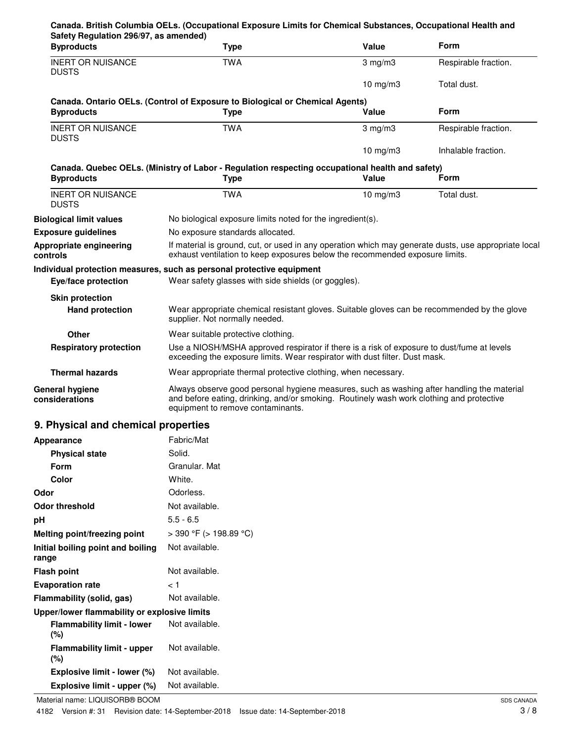**Canada. British Columbia OELs. (Occupational Exposure Limits for Chemical Substances, Occupational Health and Safety Regulation 296/97, as amended)**

| Byproducts | Type | Value | Form |
|---|---|---|---|
| INERT OR NUISANCE DUSTS | TWA | 3 mg/m3 | Respirable fraction. |
| | | 10 mg/m3 | Total dust. |

**Canada. Ontario OELs. (Control of Exposure to Biological or Chemical Agents)**

| Byproducts | Type | Value | Form |
|---|---|---|---|
| INERT OR NUISANCE DUSTS | TWA | 3 mg/m3 | Respirable fraction. |
| | | 10 mg/m3 | Inhalable fraction. |

**Canada. Quebec OELs. (Ministry of Labor - Regulation respecting occupational health and safety)**

| Byproducts | Type | Value | Form |
|---|---|---|---|
| INERT OR NUISANCE DUSTS | TWA | 10 mg/m3 | Total dust. |

**Biological limit values** No biological exposure limits noted for the ingredient(s).

**Exposure guidelines** No exposure standards allocated.

**Appropriate engineering controls** If material is ground, cut, or used in any operation which may generate dusts, use appropriate local exhaust ventilation to keep exposures below the recommended exposure limits.

**Individual protection measures, such as personal protective equipment**

**Eye/face protection** Wear safety glasses with side shields (or goggles).

**Skin protection**

**Hand protection** Wear appropriate chemical resistant gloves. Suitable gloves can be recommended by the glove supplier. Not normally needed.

**Other** Wear suitable protective clothing.

**Respiratory protection** Use a NIOSH/MSHA approved respirator if there is a risk of exposure to dust/fume at levels exceeding the exposure limits. Wear respirator with dust filter. Dust mask.

**Thermal hazards** Wear appropriate thermal protective clothing, when necessary.

**General hygiene considerations** Always observe good personal hygiene measures, such as washing after handling the material and before eating, drinking, and/or smoking. Routinely wash work clothing and protective equipment to remove contaminants.

## 9. Physical and chemical properties

**Appearance** Fabric/Mat

**Physical state** Solid.

**Form** Granular. Mat

**Color** White.

**Odor** Odorless.

**Odor threshold** Not available.

**pH** 5.5 - 6.5

**Melting point/freezing point** > 390 °F (> 198.89 °C)

**Initial boiling point and boiling range** Not available.

**Flash point** Not available.

**Evaporation rate** < 1

**Flammability (solid, gas)** Not available.

**Upper/lower flammability or explosive limits**

**Flammability limit - lower (%)** Not available.

**Flammability limit - upper (%)** Not available.

**Explosive limit - lower (%)** Not available.

**Explosive limit - upper (%)** Not available.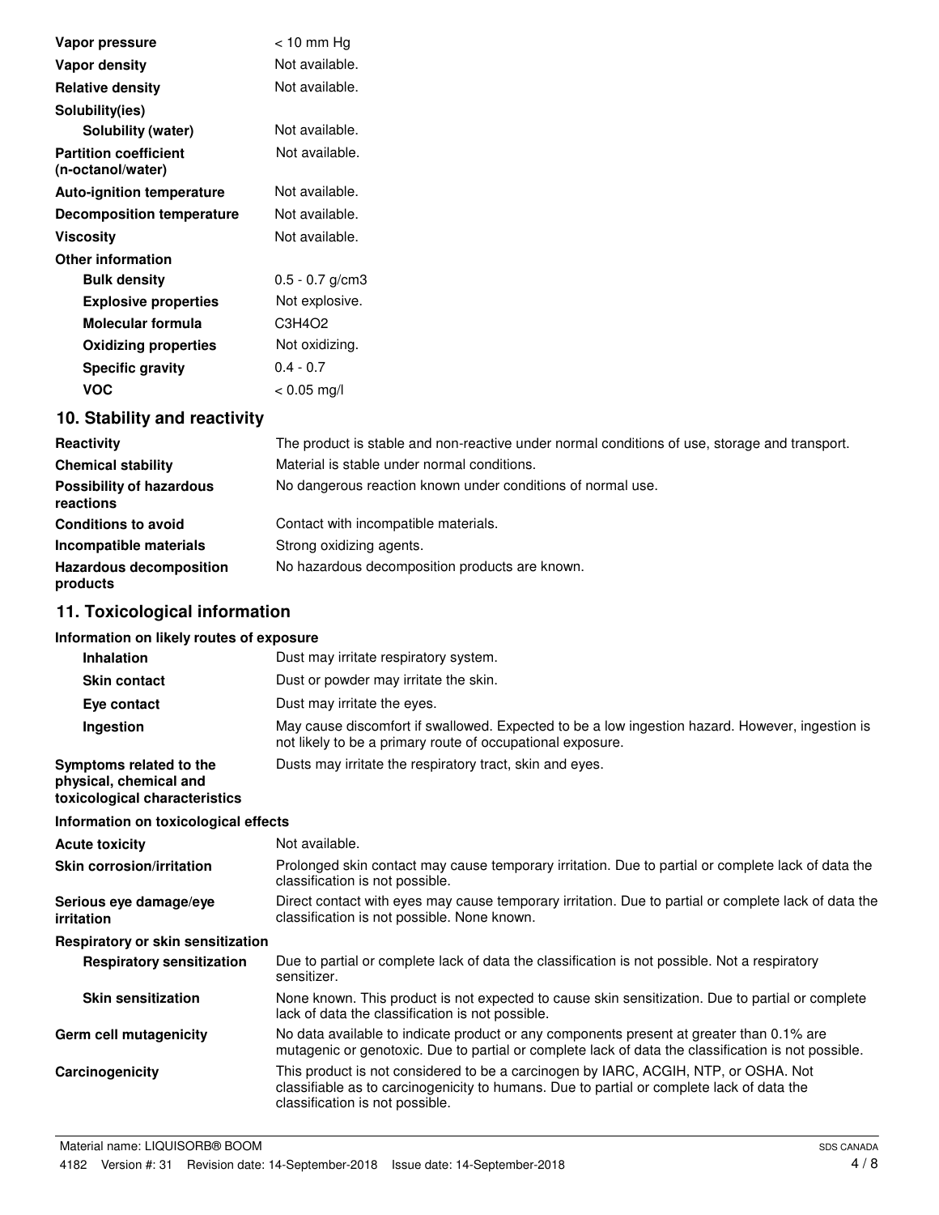| | |
|---|---|
| **Vapor pressure** | < 10 mm Hg |
| **Vapor density** | Not available. |
| **Relative density** | Not available. |
| **Solubility(ies)** | |
| **Solubility (water)** | Not available. |
| **Partition coefficient (n-octanol/water)** | Not available. |
| **Auto-ignition temperature** | Not available. |
| **Decomposition temperature** | Not available. |
| **Viscosity** | Not available. |
| **Other information** | |
| **Bulk density** | 0.5 - 0.7 g/cm3 |
| **Explosive properties** | Not explosive. |
| **Molecular formula** | $C_3H_4O_2$ |
| **Oxidizing properties** | Not oxidizing. |
| **Specific gravity** | 0.4 - 0.7 |
| **VOC** | < 0.05 mg/l |

## 10. Stability and reactivity

| | |
|---|---|
| **Reactivity** | The product is stable and non-reactive under normal conditions of use, storage and transport. |
| **Chemical stability** | Material is stable under normal conditions. |
| **Possibility of hazardous reactions** | No dangerous reaction known under conditions of normal use. |
| **Conditions to avoid** | Contact with incompatible materials. |
| **Incompatible materials** | Strong oxidizing agents. |
| **Hazardous decomposition products** | No hazardous decomposition products are known. |

## 11. Toxicological information

**Information on likely routes of exposure**

| | |
|---|---|
| **Inhalation** | Dust may irritate respiratory system. |
| **Skin contact** | Dust or powder may irritate the skin. |
| **Eye contact** | Dust may irritate the eyes. |
| **Ingestion** | May cause discomfort if swallowed. Expected to be a low ingestion hazard. However, ingestion is not likely to be a primary route of occupational exposure. |
| **Symptoms related to the physical, chemical and toxicological characteristics** | Dusts may irritate the respiratory tract, skin and eyes. |

**Information on toxicological effects**

| | |
|---|---|
| **Acute toxicity** | Not available. |
| **Skin corrosion/irritation** | Prolonged skin contact may cause temporary irritation. Due to partial or complete lack of data the classification is not possible. |
| **Serious eye damage/eye irritation** | Direct contact with eyes may cause temporary irritation. Due to partial or complete lack of data the classification is not possible. None known. |
| **Respiratory or skin sensitization** | |
| **Respiratory sensitization** | Due to partial or complete lack of data the classification is not possible. Not a respiratory sensitizer. |
| **Skin sensitization** | None known. This product is not expected to cause skin sensitization. Due to partial or complete lack of data the classification is not possible. |
| **Germ cell mutagenicity** | No data available to indicate product or any components present at greater than 0.1% are mutagenic or genotoxic. Due to partial or complete lack of data the classification is not possible. |
| **Carcinogenicity** | This product is not considered to be a carcinogen by IARC, ACGIH, NTP, or OSHA. Not classifiable as to carcinogenicity to humans. Due to partial or complete lack of data the classification is not possible. |

Material name: LIQUISORB® BOOM

4182 Version #: 31 Revision date: 14-September-2018 Issue date: 14-September-2018

SDS CANADA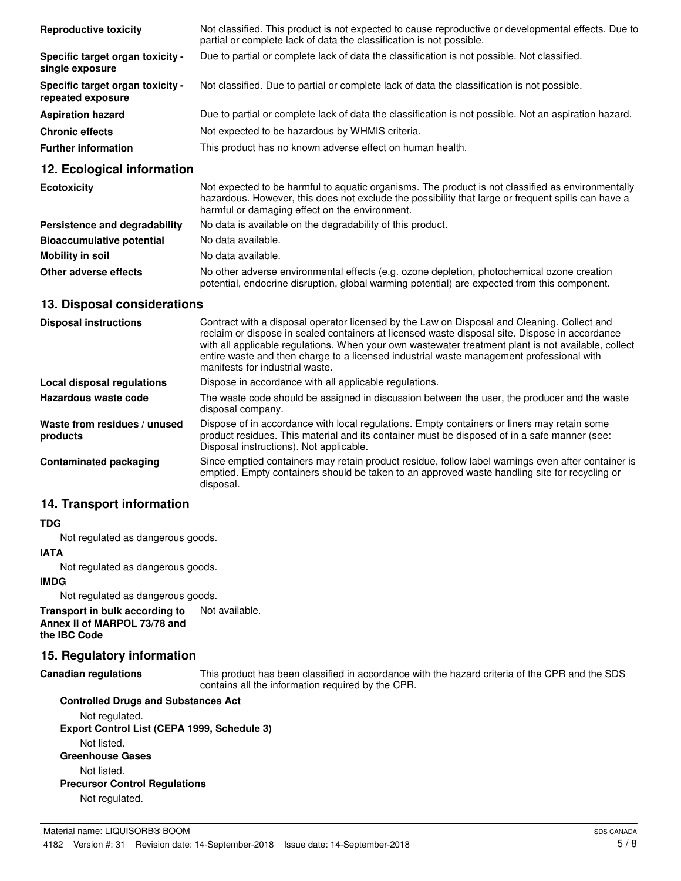| | |
|---|---|
| **Reproductive toxicity** | Not classified. This product is not expected to cause reproductive or developmental effects. Due to partial or complete lack of data the classification is not possible. |
| **Specific target organ toxicity - single exposure** | Due to partial or complete lack of data the classification is not possible. Not classified. |
| **Specific target organ toxicity - repeated exposure** | Not classified. Due to partial or complete lack of data the classification is not possible. |
| **Aspiration hazard** | Due to partial or complete lack of data the classification is not possible. Not an aspiration hazard. |
| **Chronic effects** | Not expected to be hazardous by WHMIS criteria. |
| **Further information** | This product has no known adverse effect on human health. |

## 12. Ecological information

| | |
|---|---|
| **Ecotoxicity** | Not expected to be harmful to aquatic organisms. The product is not classified as environmentally hazardous. However, this does not exclude the possibility that large or frequent spills can have a harmful or damaging effect on the environment. |
| **Persistence and degradability** | No data is available on the degradability of this product. |
| **Bioaccumulative potential** | No data available. |
| **Mobility in soil** | No data available. |
| **Other adverse effects** | No other adverse environmental effects (e.g. ozone depletion, photochemical ozone creation potential, endocrine disruption, global warming potential) are expected from this component. |

## 13. Disposal considerations

| | |
|---|---|
| **Disposal instructions** | Contract with a disposal operator licensed by the Law on Disposal and Cleaning. Collect and reclaim or dispose in sealed containers at licensed waste disposal site. Dispose in accordance with all applicable regulations. When your own wastewater treatment plant is not available, collect entire waste and then charge to a licensed industrial waste management professional with manifests for industrial waste. |
| **Local disposal regulations** | Dispose in accordance with all applicable regulations. |
| **Hazardous waste code** | The waste code should be assigned in discussion between the user, the producer and the waste disposal company. |
| **Waste from residues / unused products** | Dispose of in accordance with local regulations. Empty containers or liners may retain some product residues. This material and its container must be disposed of in a safe manner (see: Disposal instructions). Not applicable. |
| **Contaminated packaging** | Since emptied containers may retain product residue, follow label warnings even after container is emptied. Empty containers should be taken to an approved waste handling site for recycling or disposal. |

## 14. Transport information

**TDG**

Not regulated as dangerous goods.

**IATA**

Not regulated as dangerous goods.

**IMDG**

Not regulated as dangerous goods.

**Transport in bulk according to Annex II of MARPOL 73/78 and the IBC Code** Not available.

## 15. Regulatory information

**Canadian regulations** This product has been classified in accordance with the hazard criteria of the CPR and the SDS contains all the information required by the CPR.

**Controlled Drugs and Substances Act**

Not regulated.

**Export Control List (CEPA 1999, Schedule 3)**

Not listed.

**Greenhouse Gases**

Not listed.

**Precursor Control Regulations**

Not regulated.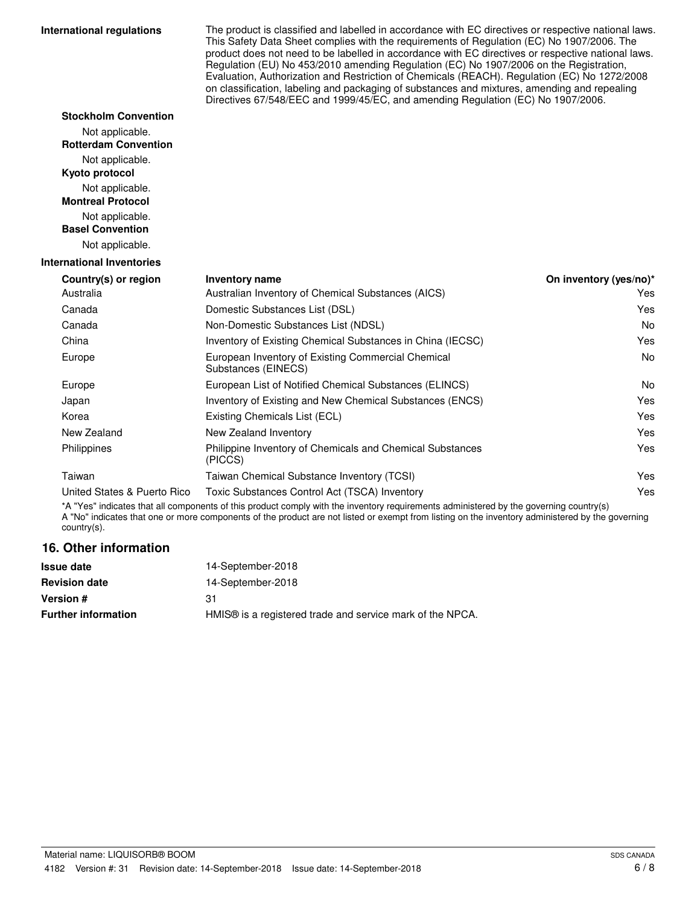**International regulations**

The product is classified and labelled in accordance with EC directives or respective national laws. This Safety Data Sheet complies with the requirements of Regulation (EC) No 1907/2006. The product does not need to be labelled in accordance with EC directives or respective national laws. Regulation (EU) No 453/2010 amending Regulation (EC) No 1907/2006 on the Registration, Evaluation, Authorization and Restriction of Chemicals (REACH). Regulation (EC) No 1272/2008 on classification, labeling and packaging of substances and mixtures, amending and repealing Directives 67/548/EEC and 1999/45/EC, and amending Regulation (EC) No 1907/2006.

**Stockholm Convention**

Not applicable.

**Rotterdam Convention**

Not applicable.

**Kyoto protocol**

Not applicable.

**Montreal Protocol**

Not applicable.

**Basel Convention**

Not applicable.

**International Inventories**

| Country(s) or region | Inventory name | On inventory (yes/no)* |
|---|---|---|
| Australia | Australian Inventory of Chemical Substances (AICS) | Yes |
| Canada | Domestic Substances List (DSL) | Yes |
| Canada | Non-Domestic Substances List (NDSL) | No |
| China | Inventory of Existing Chemical Substances in China (IECSC) | Yes |
| Europe | European Inventory of Existing Commercial Chemical Substances (EINECS) | No |
| Europe | European List of Notified Chemical Substances (ELINCS) | No |
| Japan | Inventory of Existing and New Chemical Substances (ENCS) | Yes |
| Korea | Existing Chemicals List (ECL) | Yes |
| New Zealand | New Zealand Inventory | Yes |
| Philippines | Philippine Inventory of Chemicals and Chemical Substances (PICCS) | Yes |
| Taiwan | Taiwan Chemical Substance Inventory (TCSI) | Yes |
| United States & Puerto Rico | Toxic Substances Control Act (TSCA) Inventory | Yes |

*A "Yes" indicates that all components of this product comply with the inventory requirements administered by the governing country(s)
A "No" indicates that one or more components of the product are not listed or exempt from listing on the inventory administered by the governing country(s).

## 16. Other information

| | |
|---|---|
| **Issue date** | 14-September-2018 |
| **Revision date** | 14-September-2018 |
| **Version #** | 31 |
| **Further information** | HMIS® is a registered trade and service mark of the NPCA. |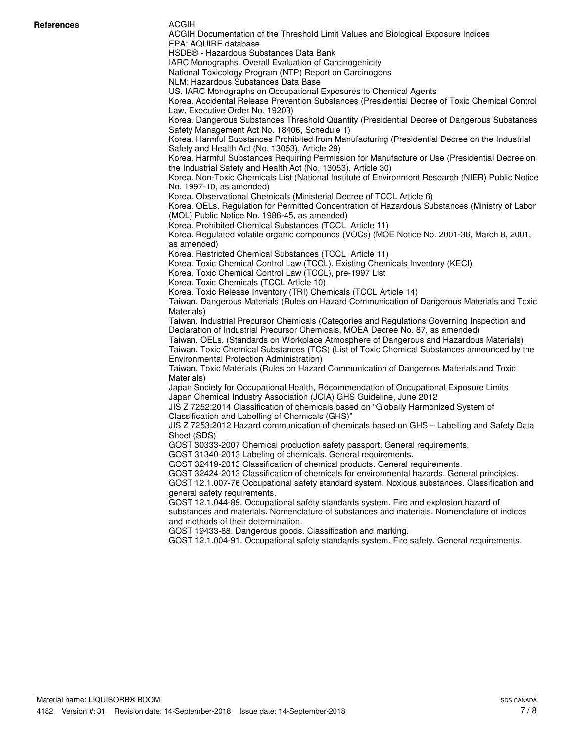**References**

ACGIH
ACGIH Documentation of the Threshold Limit Values and Biological Exposure Indices
EPA: AQUIRE database
HSDB® - Hazardous Substances Data Bank
IARC Monographs. Overall Evaluation of Carcinogenicity
National Toxicology Program (NTP) Report on Carcinogens
NLM: Hazardous Substances Data Base
US. IARC Monographs on Occupational Exposures to Chemical Agents
Korea. Accidental Release Prevention Substances (Presidential Decree of Toxic Chemical Control Law, Executive Order No. 19203)
Korea. Dangerous Substances Threshold Quantity (Presidential Decree of Dangerous Substances Safety Management Act No. 18406, Schedule 1)
Korea. Harmful Substances Prohibited from Manufacturing (Presidential Decree on the Industrial Safety and Health Act (No. 13053), Article 29)
Korea. Harmful Substances Requiring Permission for Manufacture or Use (Presidential Decree on the Industrial Safety and Health Act (No. 13053), Article 30)
Korea. Non-Toxic Chemicals List (National Institute of Environment Research (NIER) Public Notice No. 1997-10, as amended)
Korea. Observational Chemicals (Ministerial Decree of TCCL Article 6)
Korea. OELs. Regulation for Permitted Concentration of Hazardous Substances (Ministry of Labor (MOL) Public Notice No. 1986-45, as amended)
Korea. Prohibited Chemical Substances (TCCL Article 11)
Korea. Regulated volatile organic compounds (VOCs) (MOE Notice No. 2001-36, March 8, 2001, as amended)
Korea. Restricted Chemical Substances (TCCL Article 11)
Korea. Toxic Chemical Control Law (TCCL), Existing Chemicals Inventory (KECI)
Korea. Toxic Chemical Control Law (TCCL), pre-1997 List
Korea. Toxic Chemicals (TCCL Article 10)
Korea. Toxic Release Inventory (TRI) Chemicals (TCCL Article 14)
Taiwan. Dangerous Materials (Rules on Hazard Communication of Dangerous Materials and Toxic Materials)
Taiwan. Industrial Precursor Chemicals (Categories and Regulations Governing Inspection and Declaration of Industrial Precursor Chemicals, MOEA Decree No. 87, as amended)
Taiwan. OELs. (Standards on Workplace Atmosphere of Dangerous and Hazardous Materials)
Taiwan. Toxic Chemical Substances (TCS) (List of Toxic Chemical Substances announced by the Environmental Protection Administration)
Taiwan. Toxic Materials (Rules on Hazard Communication of Dangerous Materials and Toxic Materials)
Japan Society for Occupational Health, Recommendation of Occupational Exposure Limits
Japan Chemical Industry Association (JCIA) GHS Guideline, June 2012
JIS Z 7252:2014 Classification of chemicals based on "Globally Harmonized System of Classification and Labelling of Chemicals (GHS)"
JIS Z 7253:2012 Hazard communication of chemicals based on GHS – Labelling and Safety Data Sheet (SDS)
GOST 30333-2007 Chemical production safety passport. General requirements.
GOST 31340-2013 Labeling of chemicals. General requirements.
GOST 32419-2013 Classification of chemical products. General requirements.
GOST 32424-2013 Classification of chemicals for environmental hazards. General principles.
GOST 12.1.007-76 Occupational safety standard system. Noxious substances. Classification and general safety requirements.
GOST 12.1.044-89. Occupational safety standards system. Fire and explosion hazard of substances and materials. Nomenclature of substances and materials. Nomenclature of indices and methods of their determination.
GOST 19433-88. Dangerous goods. Classification and marking.
GOST 12.1.004-91. Occupational safety standards system. Fire safety. General requirements.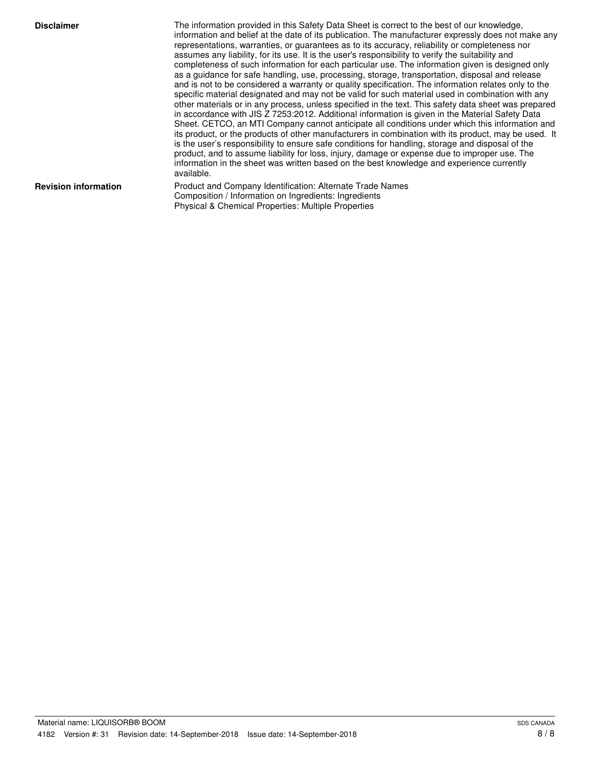**Disclaimer**

The information provided in this Safety Data Sheet is correct to the best of our knowledge, information and belief at the date of its publication. The manufacturer expressly does not make any representations, warranties, or guarantees as to its accuracy, reliability or completeness nor assumes any liability, for its use. It is the user's responsibility to verify the suitability and completeness of such information for each particular use. The information given is designed only as a guidance for safe handling, use, processing, storage, transportation, disposal and release and is not to be considered a warranty or quality specification. The information relates only to the specific material designated and may not be valid for such material used in combination with any other materials or in any process, unless specified in the text. This safety data sheet was prepared in accordance with JIS Z 7253:2012. Additional information is given in the Material Safety Data Sheet. CETCO, an MTI Company cannot anticipate all conditions under which this information and its product, or the products of other manufacturers in combination with its product, may be used. It is the user's responsibility to ensure safe conditions for handling, storage and disposal of the product, and to assume liability for loss, injury, damage or expense due to improper use. The information in the sheet was written based on the best knowledge and experience currently available.

**Revision information**

Product and Company Identification: Alternate Trade Names
Composition / Information on Ingredients: Ingredients
Physical & Chemical Properties: Multiple Properties